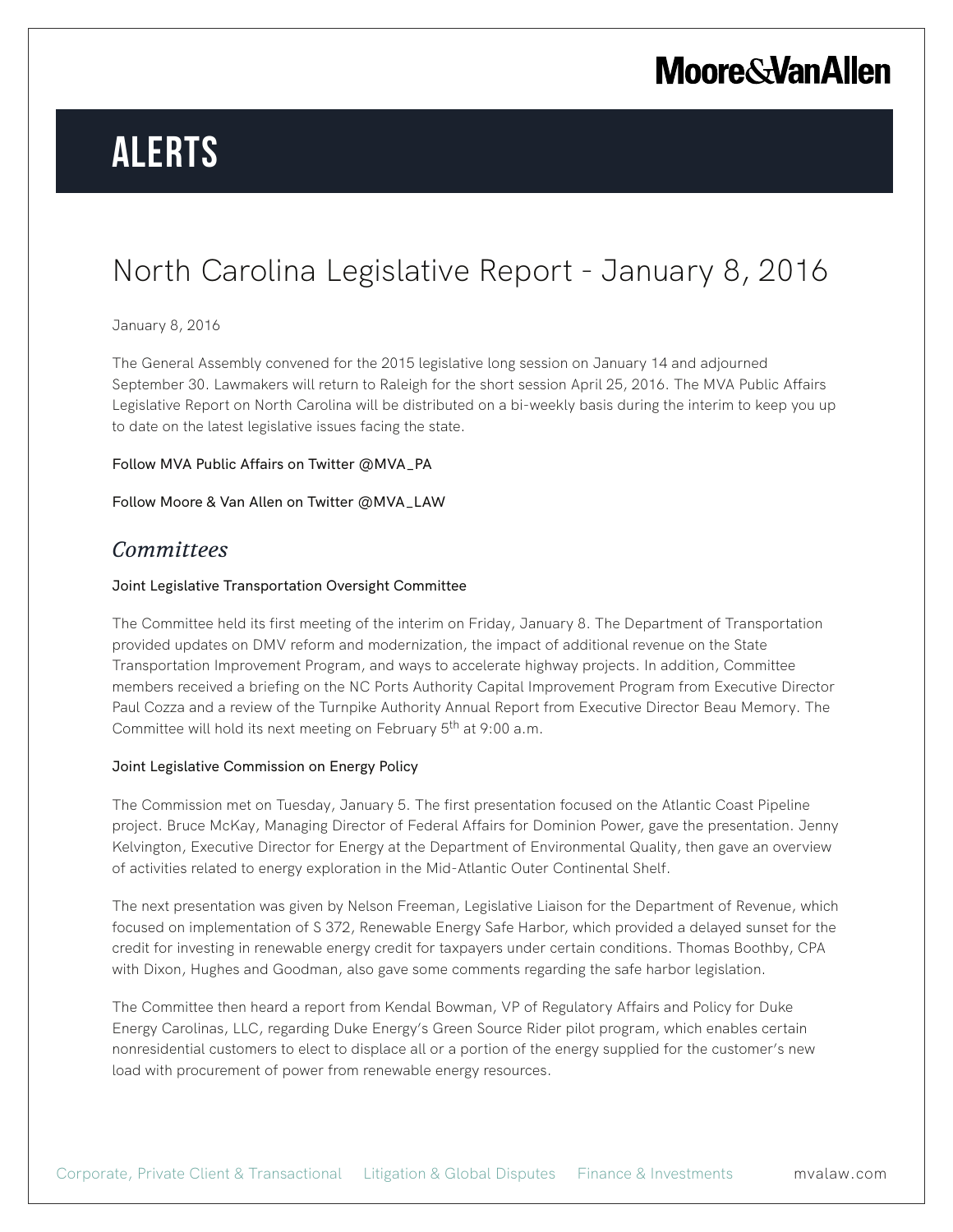# ALERTS

## North Carolina Legislative Report - January 8, 2016

January 8, 2016

The General Assembly convened for the 2015 legislative long session on January 14 and adjourned September 30. Lawmakers will return to Raleigh for the short session April 25, 2016. The MVA Public Affairs Legislative Report on North Carolina will be distributed on a bi-weekly basis during the interim to keep you up to date on the latest legislative issues facing the state.

Follow MVA Public Affairs on Twitter @MVA_PA

Follow Moore & Van Allen on Twitter @MVA_LAW

### *Committees*

**Joint Legislative Transportation Oversight Committee**

The Committee held its first meeting of the interim on Friday, January 8. The Department of Transportation provided updates on DMV reform and modernization, the impact of additional revenue on the State Transportation Improvement Program, and ways to accelerate highway projects. In addition, Committee members received a briefing on the NC Ports Authority Capital Improvement Program from Executive Director Paul Cozza and a review of the Turnpike Authority Annual Report from Executive Director Beau Memory. The Committee will hold its next meeting on February 5th at 9:00 a.m.

**Joint Legislative Commission on Energy Policy**

The Commission met on Tuesday, January 5. The first presentation focused on the Atlantic Coast Pipeline project. Bruce McKay, Managing Director of Federal Affairs for Dominion Power, gave the presentation. Jenny Kelvington, Executive Director for Energy at the Department of Environmental Quality, then gave an overview of activities related to energy exploration in the Mid-Atlantic Outer Continental Shelf.

The next presentation was given by Nelson Freeman, Legislative Liaison for the Department of Revenue, which focused on implementation of S 372, Renewable Energy Safe Harbor, which provided a delayed sunset for the credit for investing in renewable energy credit for taxpayers under certain conditions. Thomas Boothby, CPA with Dixon, Hughes and Goodman, also gave some comments regarding the safe harbor legislation.

The Committee then heard a report from Kendal Bowman, VP of Regulatory Affairs and Policy for Duke Energy Carolinas, LLC, regarding Duke Energy's Green Source Rider pilot program, which enables certain nonresidential customers to elect to displace all or a portion of the energy supplied for the customer's new load with procurement of power from renewable energy resources.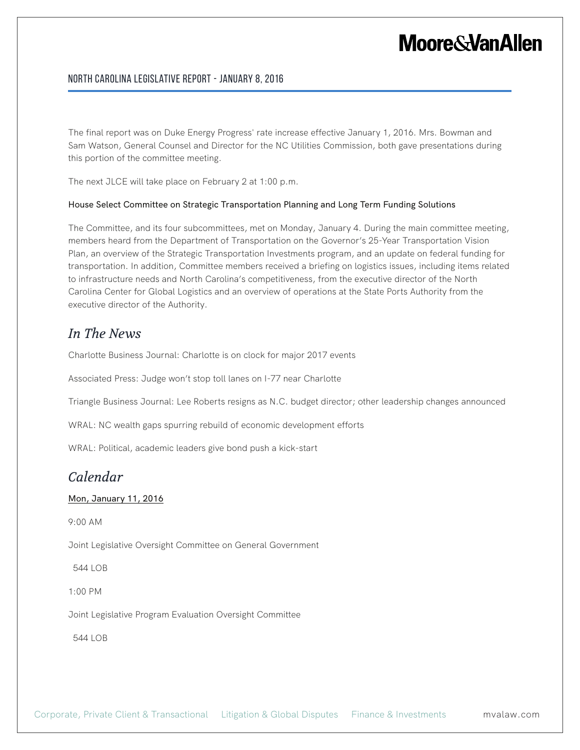The final report was on Duke Energy Progress' rate increase effective January 1, 2016. Mrs. Bowman and Sam Watson, General Counsel and Director for the NC Utilities Commission, both gave presentations during this portion of the committee meeting.

The next JLCE will take place on February 2 at 1:00 p.m.

House Select Committee on Strategic Transportation Planning and Long Term Funding Solutions

The Committee, and its four subcommittees, met on Monday, January 4. During the main committee meeting, members heard from the Department of Transportation on the Governor's 25-Year Transportation Vision Plan, an overview of the Strategic Transportation Investments program, and an update on federal funding for transportation. In addition, Committee members received a briefing on logistics issues, including items related to infrastructure needs and North Carolina's competitiveness, from the executive director of the North Carolina Center for Global Logistics and an overview of operations at the State Ports Authority from the executive director of the Authority.

## *In The News*

Charlotte Business Journal: Charlotte is on clock for major 2017 events

Associated Press: Judge won't stop toll lanes on I-77 near Charlotte

Triangle Business Journal: Lee Roberts resigns as N.C. budget director; other leadership changes announced

WRAL: NC wealth gaps spurring rebuild of economic development efforts

WRAL: Political, academic leaders give bond push a kick-start

## *Calendar*

Mon, January 11, 2016

9:00 AM

Joint Legislative Oversight Committee on General Government

544 LOB

1:00 PM

Joint Legislative Program Evaluation Oversight Committee

544 LOB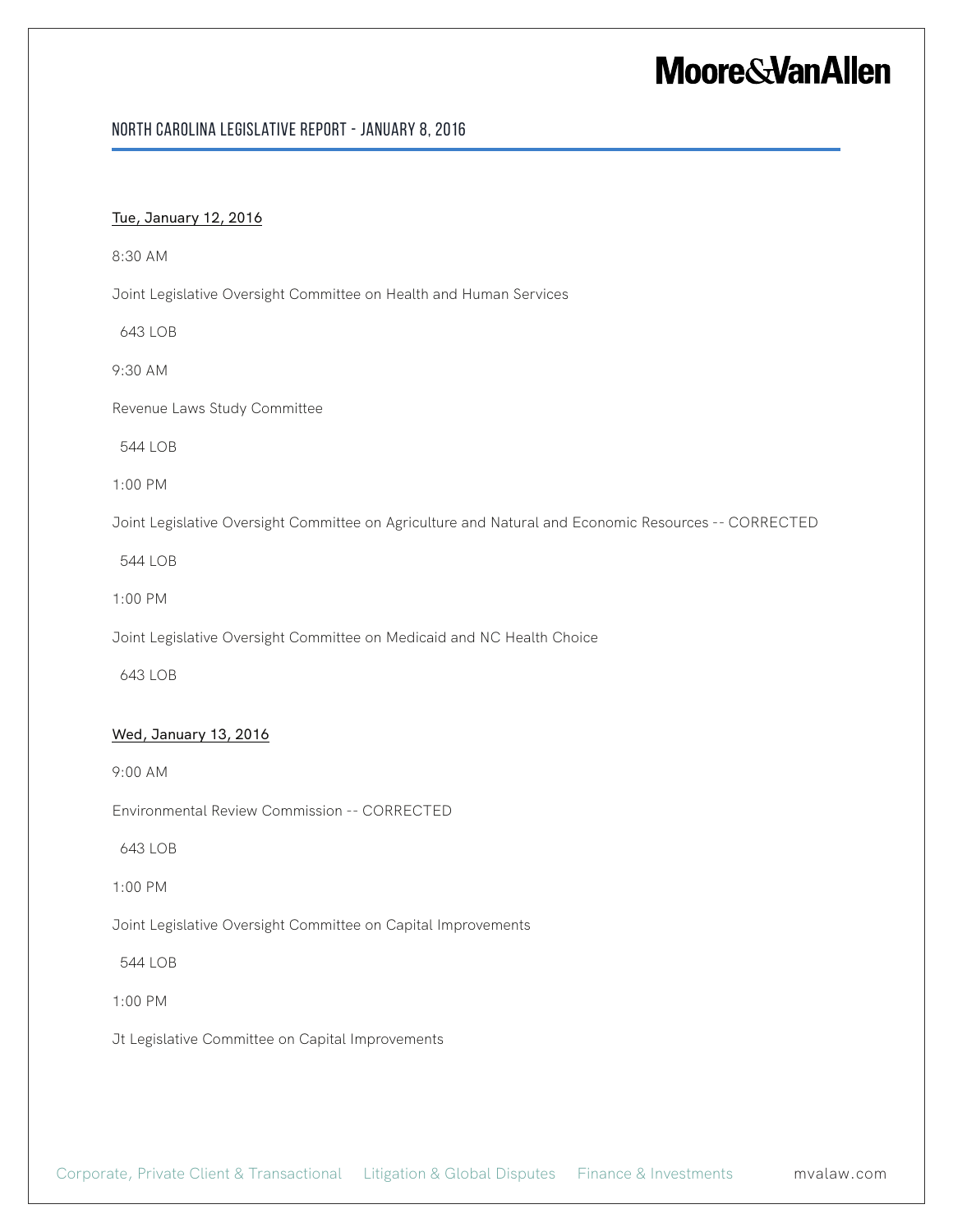Tue, January 12, 2016

8:30 AM

Joint Legislative Oversight Committee on Health and Human Services

643 LOB

9:30 AM

Revenue Laws Study Committee

544 LOB

1:00 PM

Joint Legislative Oversight Committee on Agriculture and Natural and Economic Resources -- CORRECTED

544 LOB

1:00 PM

Joint Legislative Oversight Committee on Medicaid and NC Health Choice

643 LOB

Wed, January 13, 2016

9:00 AM

Environmental Review Commission -- CORRECTED

643 LOB

1:00 PM

Joint Legislative Oversight Committee on Capital Improvements

544 LOB

1:00 PM

Jt Legislative Committee on Capital Improvements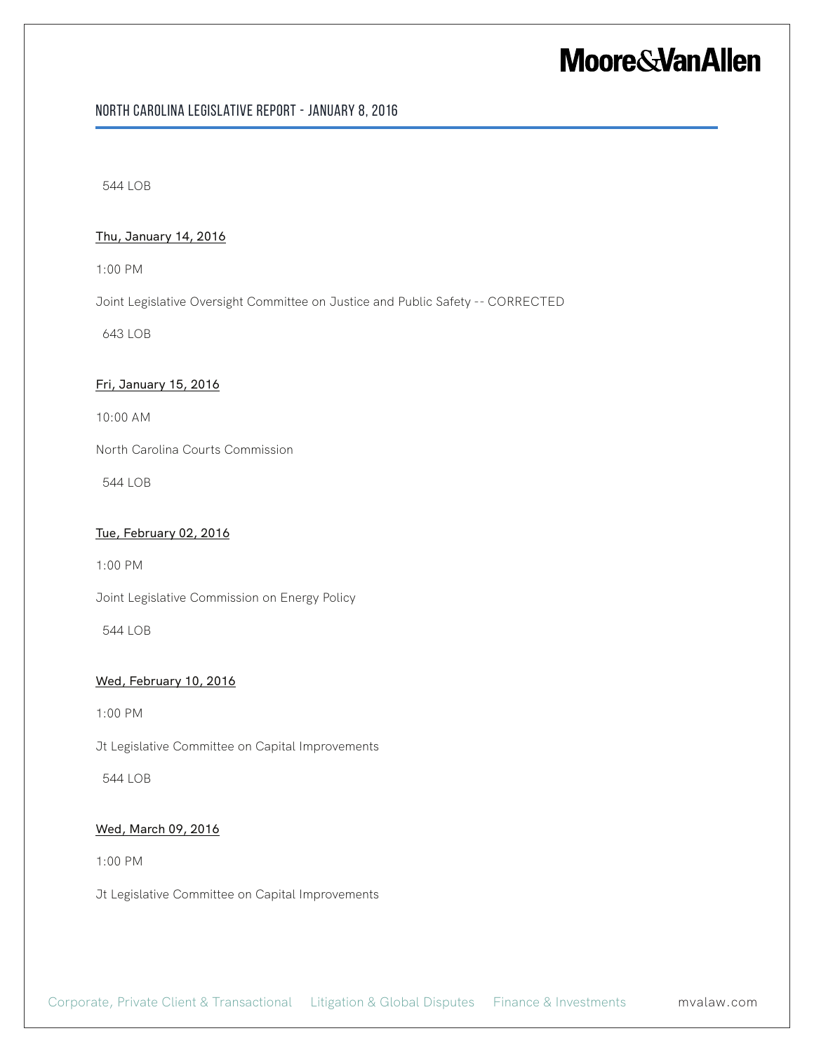544 LOB

<u>Thu, January 14, 2016</u>

1:00 PM

Joint Legislative Oversight Committee on Justice and Public Safety -- CORRECTED

643 LOB

<u>Fri, January 15, 2016</u>

10:00 AM

North Carolina Courts Commission

544 LOB

<u>Tue, February 02, 2016</u>

1:00 PM

Joint Legislative Commission on Energy Policy

544 LOB

<u>Wed, February 10, 2016</u>

1:00 PM

Jt Legislative Committee on Capital Improvements

544 LOB

<u>Wed, March 09, 2016</u>

1:00 PM

Jt Legislative Committee on Capital Improvements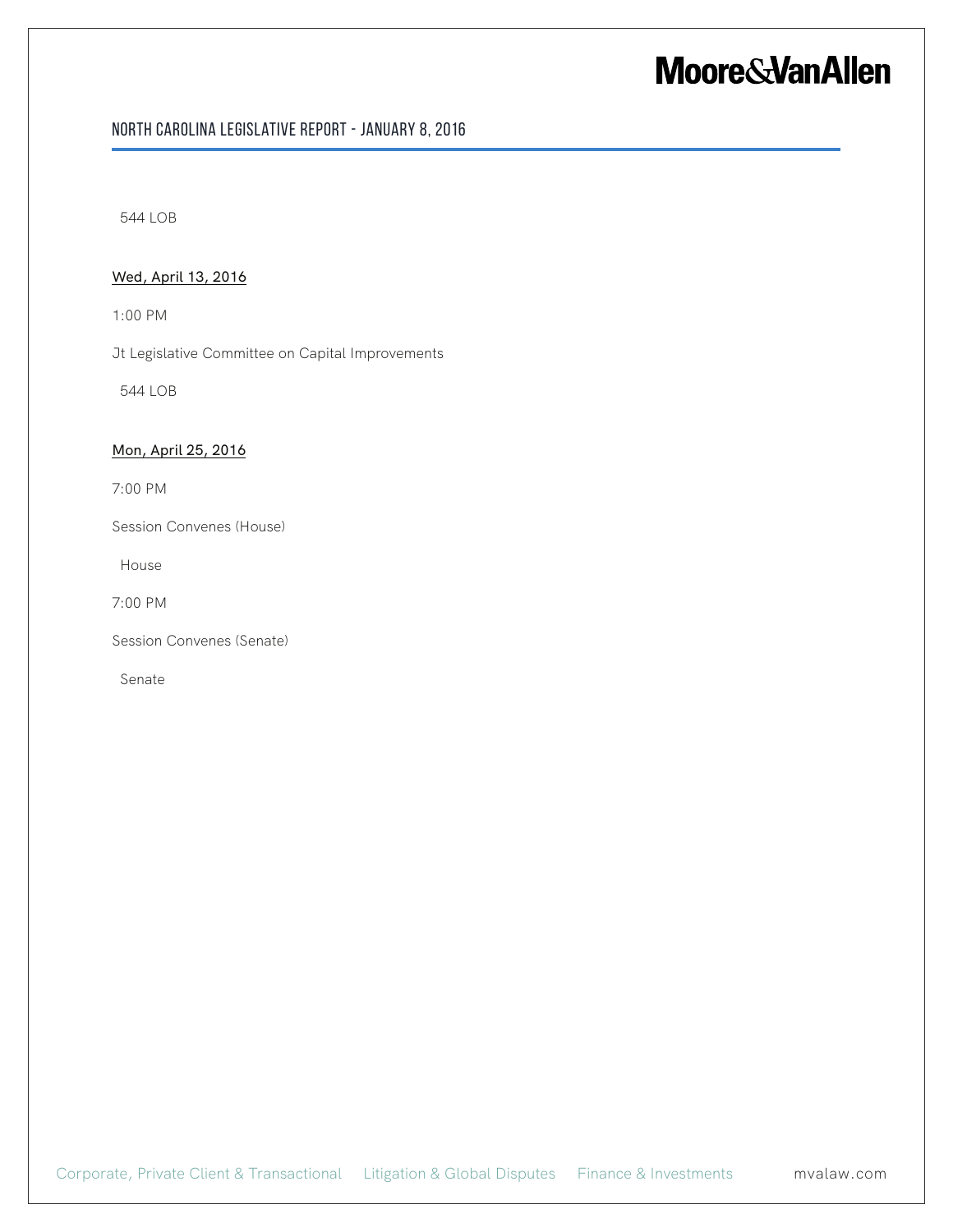544 LOB

Wed, April 13, 2016

1:00 PM

Jt Legislative Committee on Capital Improvements

544 LOB

Mon, April 25, 2016

7:00 PM

Session Convenes (House)

House

7:00 PM

Session Convenes (Senate)

Senate